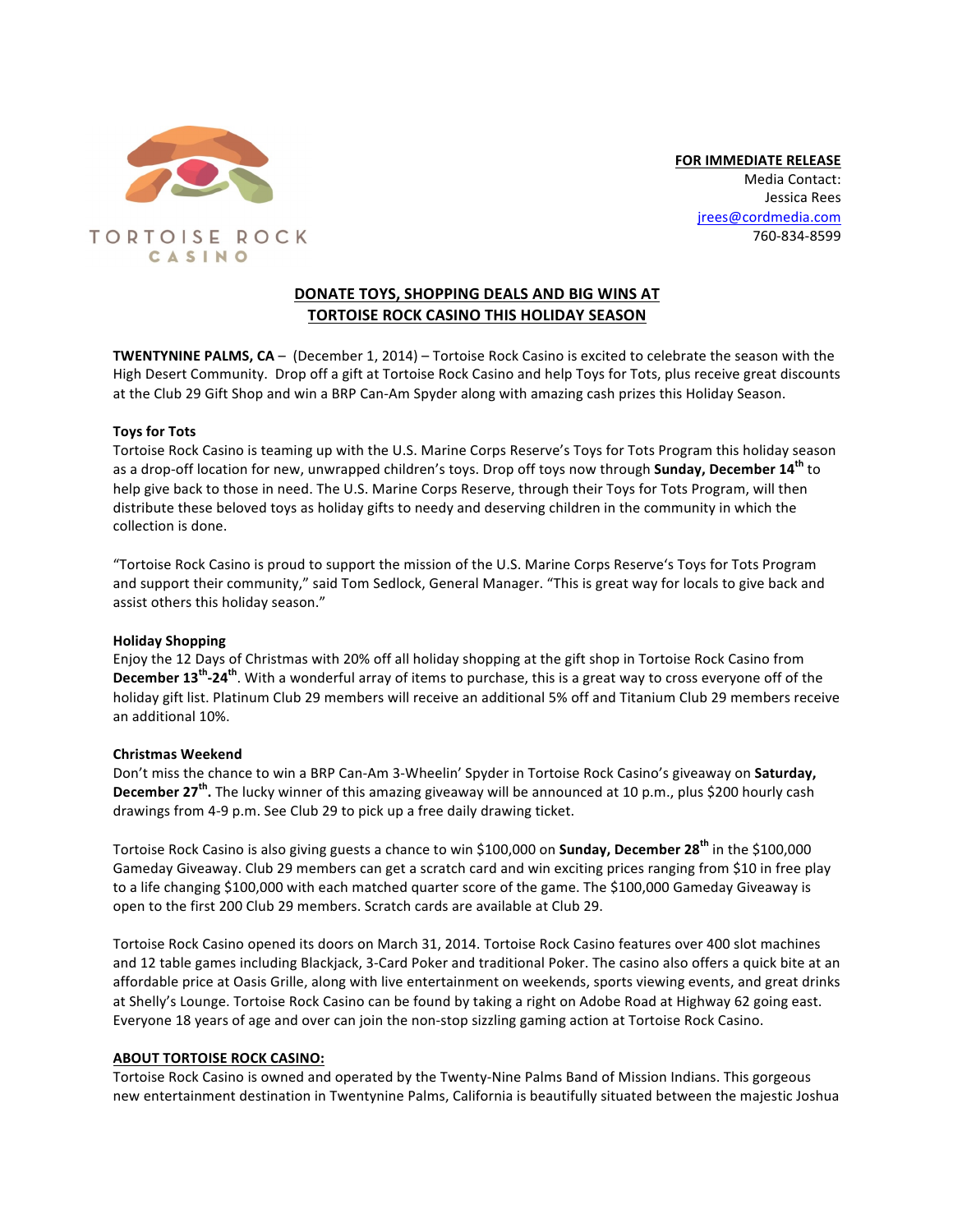TORTOISE ROCK CASINO

**FOR IMMEDIATE RELEASE**
Media Contact:
Jessica Rees
jrees@cordmedia.com
760-834-8599

## DONATE TOYS, SHOPPING DEALS AND BIG WINS AT TORTOISE ROCK CASINO THIS HOLIDAY SEASON

**TWENTYNINE PALMS, CA** – (December 1, 2014) – Tortoise Rock Casino is excited to celebrate the season with the High Desert Community. Drop off a gift at Tortoise Rock Casino and help Toys for Tots, plus receive great discounts at the Club 29 Gift Shop and win a BRP Can-Am Spyder along with amazing cash prizes this Holiday Season.

**Toys for Tots**

Tortoise Rock Casino is teaming up with the U.S. Marine Corps Reserve's Toys for Tots Program this holiday season as a drop-off location for new, unwrapped children's toys. Drop off toys now through **Sunday, December 14th** to help give back to those in need. The U.S. Marine Corps Reserve, through their Toys for Tots Program, will then distribute these beloved toys as holiday gifts to needy and deserving children in the community in which the collection is done.

"Tortoise Rock Casino is proud to support the mission of the U.S. Marine Corps Reserve's Toys for Tots Program and support their community," said Tom Sedlock, General Manager. "This is great way for locals to give back and assist others this holiday season."

**Holiday Shopping**

Enjoy the 12 Days of Christmas with 20% off all holiday shopping at the gift shop in Tortoise Rock Casino from **December 13th-24th**. With a wonderful array of items to purchase, this is a great way to cross everyone off of the holiday gift list. Platinum Club 29 members will receive an additional 5% off and Titanium Club 29 members receive an additional 10%.

**Christmas Weekend**

Don't miss the chance to win a BRP Can-Am 3-Wheelin' Spyder in Tortoise Rock Casino's giveaway on **Saturday, December 27th.** The lucky winner of this amazing giveaway will be announced at 10 p.m., plus $200 hourly cash drawings from 4-9 p.m. See Club 29 to pick up a free daily drawing ticket.

Tortoise Rock Casino is also giving guests a chance to win $100,000 on **Sunday, December 28th** in the $100,000 Gameday Giveaway. Club 29 members can get a scratch card and win exciting prices ranging from $10 in free play to a life changing $100,000 with each matched quarter score of the game. The $100,000 Gameday Giveaway is open to the first 200 Club 29 members. Scratch cards are available at Club 29.

Tortoise Rock Casino opened its doors on March 31, 2014. Tortoise Rock Casino features over 400 slot machines and 12 table games including Blackjack, 3-Card Poker and traditional Poker. The casino also offers a quick bite at an affordable price at Oasis Grille, along with live entertainment on weekends, sports viewing events, and great drinks at Shelly's Lounge. Tortoise Rock Casino can be found by taking a right on Adobe Road at Highway 62 going east. Everyone 18 years of age and over can join the non-stop sizzling gaming action at Tortoise Rock Casino.

**ABOUT TORTOISE ROCK CASINO:**

Tortoise Rock Casino is owned and operated by the Twenty-Nine Palms Band of Mission Indians. This gorgeous new entertainment destination in Twentynine Palms, California is beautifully situated between the majestic Joshua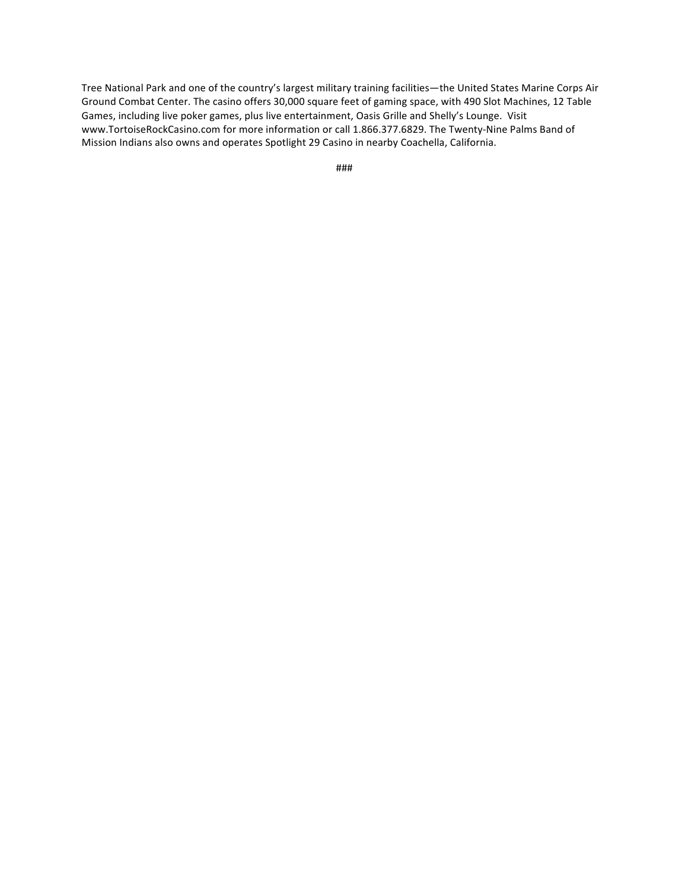Tree National Park and one of the country's largest military training facilities—the United States Marine Corps Air Ground Combat Center. The casino offers 30,000 square feet of gaming space, with 490 Slot Machines, 12 Table Games, including live poker games, plus live entertainment, Oasis Grille and Shelly's Lounge. Visit www.TortoiseRockCasino.com for more information or call 1.866.377.6829. The Twenty-Nine Palms Band of Mission Indians also owns and operates Spotlight 29 Casino in nearby Coachella, California.

###